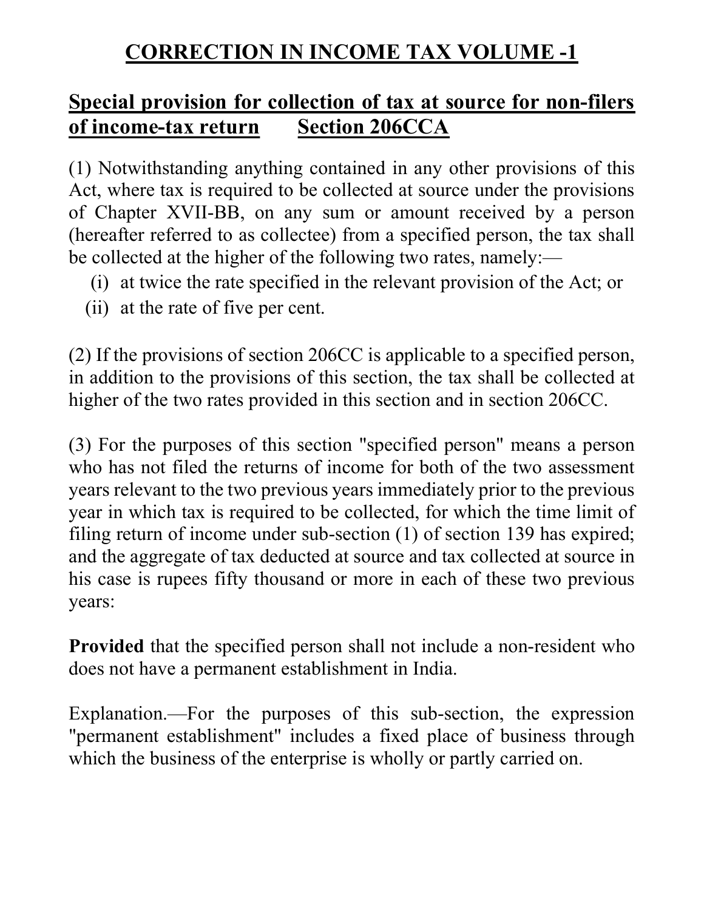# CORRECTION IN INCOME TAX VOLUME -1

## Special provision for collection of tax at source for non-filers of income-tax return Section 206CCA

(1) Notwithstanding anything contained in any other provisions of this Act, where tax is required to be collected at source under the provisions of Chapter XVII-BB, on any sum or amount received by a person (hereafter referred to as collectee) from a specified person, the tax shall be collected at the higher of the following two rates, namely:—

(i) at twice the rate specified in the relevant provision of the Act; or

(ii) at the rate of five per cent.

(2) If the provisions of section 206CC is applicable to a specified person, in addition to the provisions of this section, the tax shall be collected at higher of the two rates provided in this section and in section 206CC.

(3) For the purposes of this section "specified person" means a person who has not filed the returns of income for both of the two assessment years relevant to the two previous years immediately prior to the previous year in which tax is required to be collected, for which the time limit of filing return of income under sub-section (1) of section 139 has expired; and the aggregate of tax deducted at source and tax collected at source in his case is rupees fifty thousand or more in each of these two previous years:

**Provided** that the specified person shall not include a non-resident who does not have a permanent establishment in India.

Explanation.—For the purposes of this sub-section, the expression "permanent establishment" includes a fixed place of business through which the business of the enterprise is wholly or partly carried on.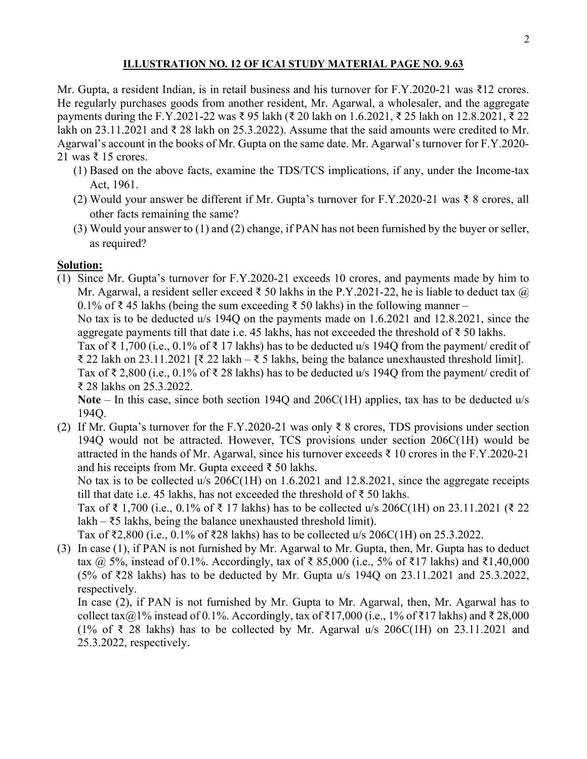## ILLUSTRATION NO. 12 OF ICAI STUDY MATERIAL PAGE NO. 9.63

Mr. Gupta, a resident Indian, is in retail business and his turnover for F.Y.2020-21 was ₹12 crores. He regularly purchases goods from another resident, Mr. Agarwal, a wholesaler, and the aggregate payments during the F.Y.2021-22 was ₹ 95 lakh (₹ 20 lakh on 1.6.2021, ₹ 25 lakh on 12.8.2021, ₹ 22 lakh on 23.11.2021 and ₹ 28 lakh on 25.3.2022). Assume that the said amounts were credited to Mr. Agarwal's account in the books of Mr. Gupta on the same date. Mr. Agarwal's turnover for F.Y.2020-21 was ₹ 15 crores.

(1) Based on the above facts, examine the TDS/TCS implications, if any, under the Income-tax Act, 1961.

(2) Would your answer be different if Mr. Gupta's turnover for F.Y.2020-21 was ₹ 8 crores, all other facts remaining the same?

(3) Would your answer to (1) and (2) change, if PAN has not been furnished by the buyer or seller, as required?

**Solution:**

(1) Since Mr. Gupta's turnover for F.Y.2020-21 exceeds 10 crores, and payments made by him to Mr. Agarwal, a resident seller exceed ₹ 50 lakhs in the P.Y.2021-22, he is liable to deduct tax @ 0.1% of ₹ 45 lakhs (being the sum exceeding ₹ 50 lakhs) in the following manner –

No tax is to be deducted u/s 194Q on the payments made on 1.6.2021 and 12.8.2021, since the aggregate payments till that date i.e. 45 lakhs, has not exceeded the threshold of ₹ 50 lakhs.

Tax of ₹ 1,700 (i.e., 0.1% of ₹ 17 lakhs) has to be deducted u/s 194Q from the payment/ credit of ₹ 22 lakh on 23.11.2021 [₹ 22 lakh – ₹ 5 lakhs, being the balance unexhausted threshold limit].

Tax of ₹ 2,800 (i.e., 0.1% of ₹ 28 lakhs) has to be deducted u/s 194Q from the payment/ credit of ₹ 28 lakhs on 25.3.2022.

**Note** – In this case, since both section 194Q and 206C(1H) applies, tax has to be deducted u/s 194Q.

(2) If Mr. Gupta's turnover for the F.Y.2020-21 was only ₹ 8 crores, TDS provisions under section 194Q would not be attracted. However, TCS provisions under section 206C(1H) would be attracted in the hands of Mr. Agarwal, since his turnover exceeds ₹ 10 crores in the F.Y.2020-21 and his receipts from Mr. Gupta exceed ₹ 50 lakhs.

No tax is to be collected u/s 206C(1H) on 1.6.2021 and 12.8.2021, since the aggregate receipts till that date i.e. 45 lakhs, has not exceeded the threshold of ₹ 50 lakhs.

Tax of ₹ 1,700 (i.e., 0.1% of ₹ 17 lakhs) has to be collected u/s 206C(1H) on 23.11.2021 (₹ 22 lakh – ₹5 lakhs, being the balance unexhausted threshold limit).

Tax of ₹2,800 (i.e., 0.1% of ₹28 lakhs) has to be collected u/s 206C(1H) on 25.3.2022.

(3) In case (1), if PAN is not furnished by Mr. Agarwal to Mr. Gupta, then, Mr. Gupta has to deduct tax @ 5%, instead of 0.1%. Accordingly, tax of ₹ 85,000 (i.e., 5% of ₹17 lakhs) and ₹1,40,000 (5% of ₹28 lakhs) has to be deducted by Mr. Gupta u/s 194Q on 23.11.2021 and 25.3.2022, respectively.

In case (2), if PAN is not furnished by Mr. Gupta to Mr. Agarwal, then, Mr. Agarwal has to collect tax@1% instead of 0.1%. Accordingly, tax of ₹17,000 (i.e., 1% of ₹17 lakhs) and ₹ 28,000 (1% of ₹ 28 lakhs) has to be collected by Mr. Agarwal u/s 206C(1H) on 23.11.2021 and 25.3.2022, respectively.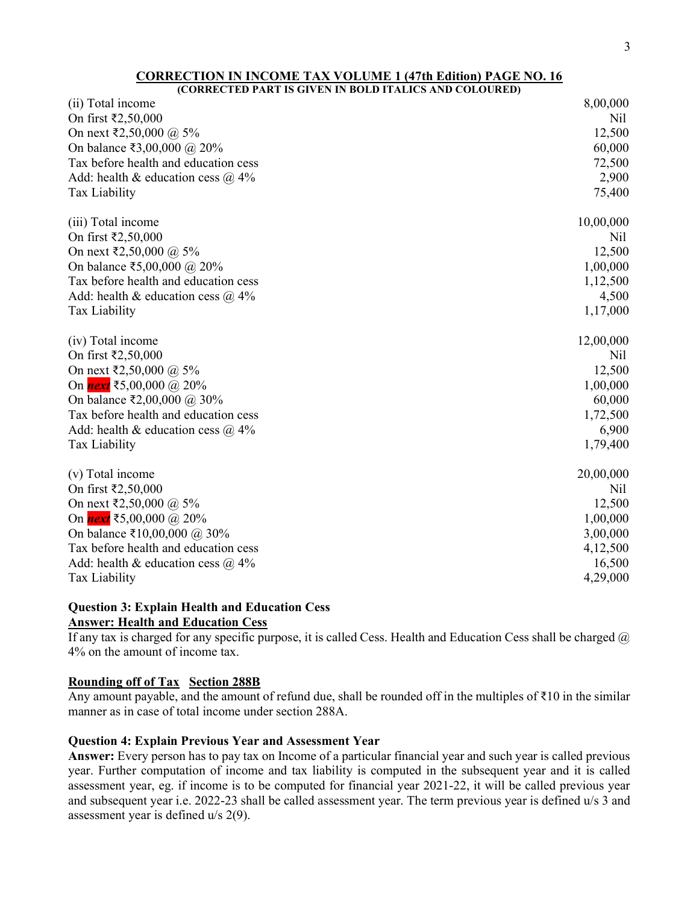## CORRECTION IN INCOME TAX VOLUME 1 (47th Edition) PAGE NO. 16

**(CORRECTED PART IS GIVEN IN BOLD ITALICS AND COLOURED)**

| | |
|---|---|
| (ii) Total income | 8,00,000 |
| On first ₹2,50,000 | Nil |
| On next ₹2,50,000 @ 5% | 12,500 |
| On balance ₹3,00,000 @ 20% | 60,000 |
| Tax before health and education cess | 72,500 |
| Add: health & education cess @ 4% | 2,900 |
| Tax Liability | 75,400 |

| | |
|---|---|
| (iii) Total income | 10,00,000 |
| On first ₹2,50,000 | Nil |
| On next ₹2,50,000 @ 5% | 12,500 |
| On balance ₹5,00,000 @ 20% | 1,00,000 |
| Tax before health and education cess | 1,12,500 |
| Add: health & education cess @ 4% | 4,500 |
| Tax Liability | 1,17,000 |

| | |
|---|---|
| (iv) Total income | 12,00,000 |
| On first ₹2,50,000 | Nil |
| On next ₹2,50,000 @ 5% | 12,500 |
| On ***next*** ₹5,00,000 @ 20% | 1,00,000 |
| On balance ₹2,00,000 @ 30% | 60,000 |
| Tax before health and education cess | 1,72,500 |
| Add: health & education cess @ 4% | 6,900 |
| Tax Liability | 1,79,400 |

| | |
|---|---|
| (v) Total income | 20,00,000 |
| On first ₹2,50,000 | Nil |
| On next ₹2,50,000 @ 5% | 12,500 |
| On ***next*** ₹5,00,000 @ 20% | 1,00,000 |
| On balance ₹10,00,000 @ 30% | 3,00,000 |
| Tax before health and education cess | 4,12,500 |
| Add: health & education cess @ 4% | 16,500 |
| Tax Liability | 4,29,000 |

**Question 3: Explain Health and Education Cess**

**Answer: Health and Education Cess**

If any tax is charged for any specific purpose, it is called Cess. Health and Education Cess shall be charged @ 4% on the amount of income tax.

**Rounding off of Tax Section 288B**

Any amount payable, and the amount of refund due, shall be rounded off in the multiples of ₹10 in the similar manner as in case of total income under section 288A.

**Question 4: Explain Previous Year and Assessment Year**

**Answer:** Every person has to pay tax on Income of a particular financial year and such year is called previous year. Further computation of income and tax liability is computed in the subsequent year and it is called assessment year, eg. if income is to be computed for financial year 2021-22, it will be called previous year and subsequent year i.e. 2022-23 shall be called assessment year. The term previous year is defined u/s 3 and assessment year is defined u/s 2(9).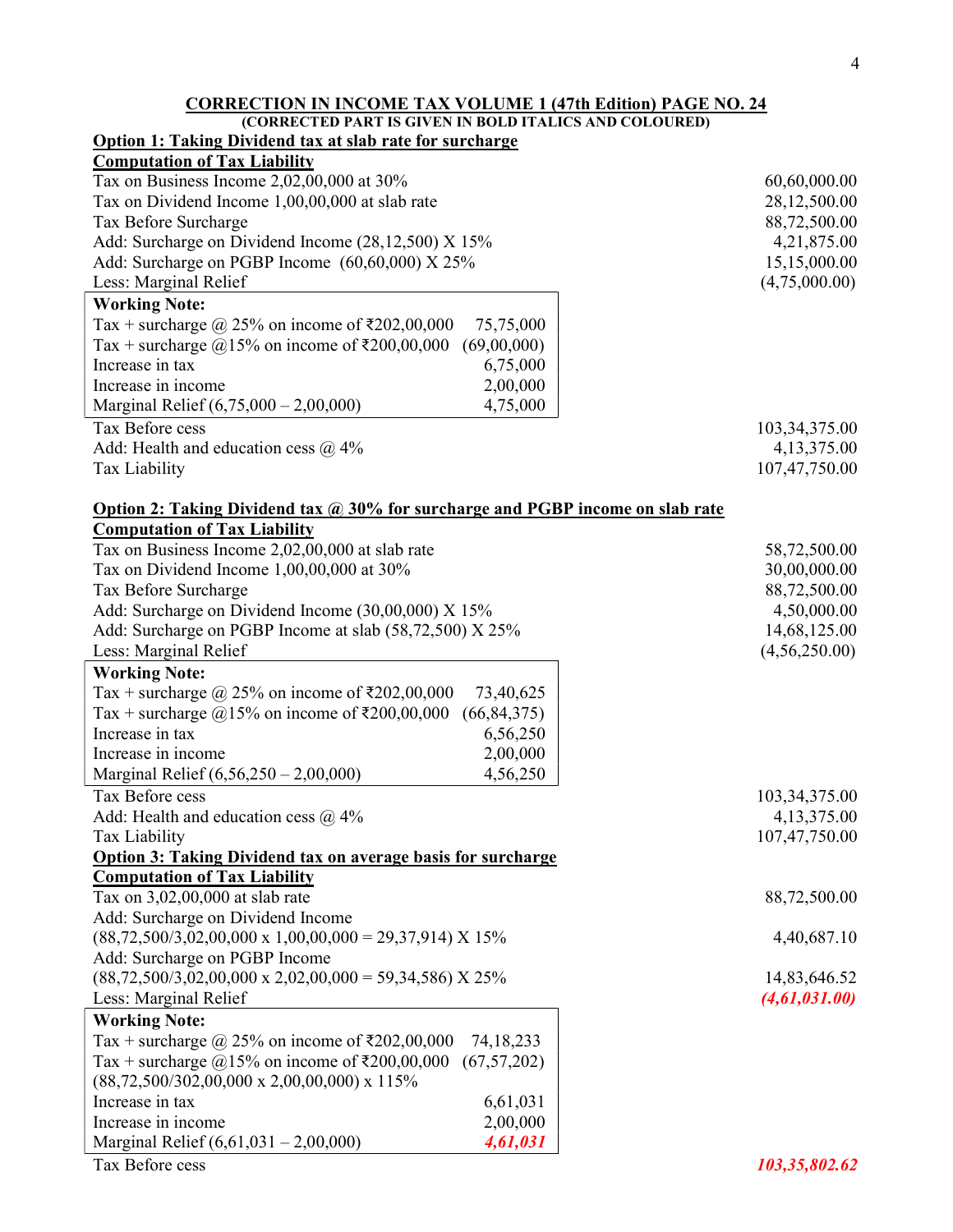## CORRECTION IN INCOME TAX VOLUME 1 (47th Edition) PAGE NO. 24

**(CORRECTED PART IS GIVEN IN BOLD ITALICS AND COLOURED)**

**Option 1: Taking Dividend tax at slab rate for surcharge**

**Computation of Tax Liability**

| | |
|---|---|
| Tax on Business Income 2,02,00,000 at 30% | 60,60,000.00 |
| Tax on Dividend Income 1,00,00,000 at slab rate | 28,12,500.00 |
| Tax Before Surcharge | 88,72,500.00 |
| Add: Surcharge on Dividend Income (28,12,500) X 15% | 4,21,875.00 |
| Add: Surcharge on PGBP Income (60,60,000) X 25% | 15,15,000.00 |
| Less: Marginal Relief | (4,75,000.00) |

**Working Note:**

| | |
|---|---|
| Tax + surcharge @ 25% on income of ₹202,00,000 | 75,75,000 |
| Tax + surcharge @15% on income of ₹200,00,000 | (69,00,000) |
| Increase in tax | 6,75,000 |
| Increase in income | 2,00,000 |
| Marginal Relief (6,75,000 – 2,00,000) | 4,75,000 |

| | |
|---|---|
| Tax Before cess | 103,34,375.00 |
| Add: Health and education cess @ 4% | 4,13,375.00 |
| Tax Liability | 107,47,750.00 |

**Option 2: Taking Dividend tax @ 30% for surcharge and PGBP income on slab rate**

**Computation of Tax Liability**

| | |
|---|---|
| Tax on Business Income 2,02,00,000 at slab rate | 58,72,500.00 |
| Tax on Dividend Income 1,00,00,000 at 30% | 30,00,000.00 |
| Tax Before Surcharge | 88,72,500.00 |
| Add: Surcharge on Dividend Income (30,00,000) X 15% | 4,50,000.00 |
| Add: Surcharge on PGBP Income at slab (58,72,500) X 25% | 14,68,125.00 |
| Less: Marginal Relief | (4,56,250.00) |

**Working Note:**

| | |
|---|---|
| Tax + surcharge @ 25% on income of ₹202,00,000 | 73,40,625 |
| Tax + surcharge @15% on income of ₹200,00,000 | (66,84,375) |
| Increase in tax | 6,56,250 |
| Increase in income | 2,00,000 |
| Marginal Relief (6,56,250 – 2,00,000) | 4,56,250 |

| | |
|---|---|
| Tax Before cess | 103,34,375.00 |
| Add: Health and education cess @ 4% | 4,13,375.00 |
| Tax Liability | 107,47,750.00 |

**Option 3: Taking Dividend tax on average basis for surcharge**

**Computation of Tax Liability**

| | |
|---|---|
| Tax on 3,02,00,000 at slab rate | 88,72,500.00 |
| Add: Surcharge on Dividend Income (88,72,500/3,02,00,000 x 1,00,00,000 = 29,37,914) X 15% | 4,40,687.10 |
| Add: Surcharge on PGBP Income (88,72,500/3,02,00,000 x 2,02,00,000 = 59,34,586) X 25% | 14,83,646.52 |
| Less: Marginal Relief | ***(4,61,031.00)*** |

**Working Note:**

| | |
|---|---|
| Tax + surcharge @ 25% on income of ₹202,00,000 | 74,18,233 |
| Tax + surcharge @15% on income of ₹200,00,000 (88,72,500/302,00,000 x 2,00,00,000) x 115% | (67,57,202) |
| Increase in tax | 6,61,031 |
| Increase in income | 2,00,000 |
| Marginal Relief (6,61,031 – 2,00,000) | ***4,61,031*** |

| | |
|---|---|
| Tax Before cess | ***103,35,802.62*** |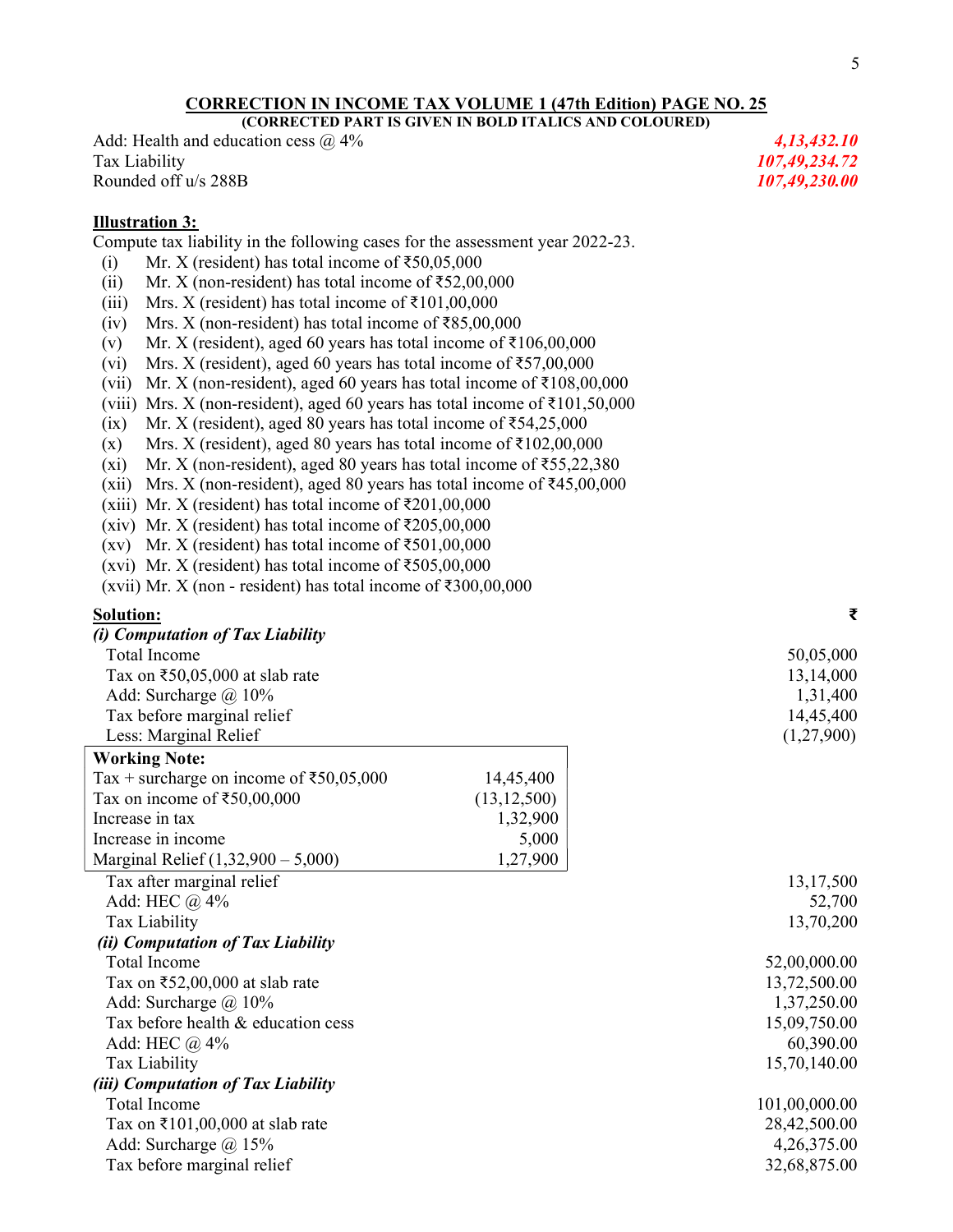## CORRECTION IN INCOME TAX VOLUME 1 (47th Edition) PAGE NO. 25

**(CORRECTED PART IS GIVEN IN BOLD ITALICS AND COLOURED)**

| | |
|---|---|
| Add: Health and education cess @ 4% | ***4,13,432.10*** |
| Tax Liability | ***107,49,234.72*** |
| Rounded off u/s 288B | ***107,49,230.00*** |

**Illustration 3:**

Compute tax liability in the following cases for the assessment year 2022-23.

- (i) Mr. X (resident) has total income of ₹50,05,000
- (ii) Mr. X (non-resident) has total income of ₹52,00,000
- (iii) Mrs. X (resident) has total income of ₹101,00,000
- (iv) Mrs. X (non-resident) has total income of ₹85,00,000
- (v) Mr. X (resident), aged 60 years has total income of ₹106,00,000
- (vi) Mrs. X (resident), aged 60 years has total income of ₹57,00,000
- (vii) Mr. X (non-resident), aged 60 years has total income of ₹108,00,000
- (viii) Mrs. X (non-resident), aged 60 years has total income of ₹101,50,000
- (ix) Mr. X (resident), aged 80 years has total income of ₹54,25,000
- (x) Mrs. X (resident), aged 80 years has total income of ₹102,00,000
- (xi) Mr. X (non-resident), aged 80 years has total income of ₹55,22,380
- (xii) Mrs. X (non-resident), aged 80 years has total income of ₹45,00,000
- (xiii) Mr. X (resident) has total income of ₹201,00,000
- (xiv) Mr. X (resident) has total income of ₹205,00,000
- (xv) Mr. X (resident) has total income of ₹501,00,000
- (xvi) Mr. X (resident) has total income of ₹505,00,000
- (xvii) Mr. X (non - resident) has total income of ₹300,00,000

**Solution:** ₹

***(i) Computation of Tax Liability***

| | |
|---|---|
| Total Income | 50,05,000 |
| Tax on ₹50,05,000 at slab rate | 13,14,000 |
| Add: Surcharge @ 10% | 1,31,400 |
| Tax before marginal relief | 14,45,400 |
| Less: Marginal Relief | (1,27,900) |

**Working Note:**

| | |
|---|---|
| Tax + surcharge on income of ₹50,05,000 | 14,45,400 |
| Tax on income of ₹50,00,000 | (13,12,500) |
| Increase in tax | 1,32,900 |
| Increase in income | 5,000 |
| Marginal Relief (1,32,900 – 5,000) | 1,27,900 |

| | |
|---|---|
| Tax after marginal relief | 13,17,500 |
| Add: HEC @ 4% | 52,700 |
| Tax Liability | 13,70,200 |

***(ii) Computation of Tax Liability***

| | |
|---|---|
| Total Income | 52,00,000.00 |
| Tax on ₹52,00,000 at slab rate | 13,72,500.00 |
| Add: Surcharge @ 10% | 1,37,250.00 |
| Tax before health & education cess | 15,09,750.00 |
| Add: HEC @ 4% | 60,390.00 |
| Tax Liability | 15,70,140.00 |

***(iii) Computation of Tax Liability***

| | |
|---|---|
| Total Income | 101,00,000.00 |
| Tax on ₹101,00,000 at slab rate | 28,42,500.00 |
| Add: Surcharge @ 15% | 4,26,375.00 |
| Tax before marginal relief | 32,68,875.00 |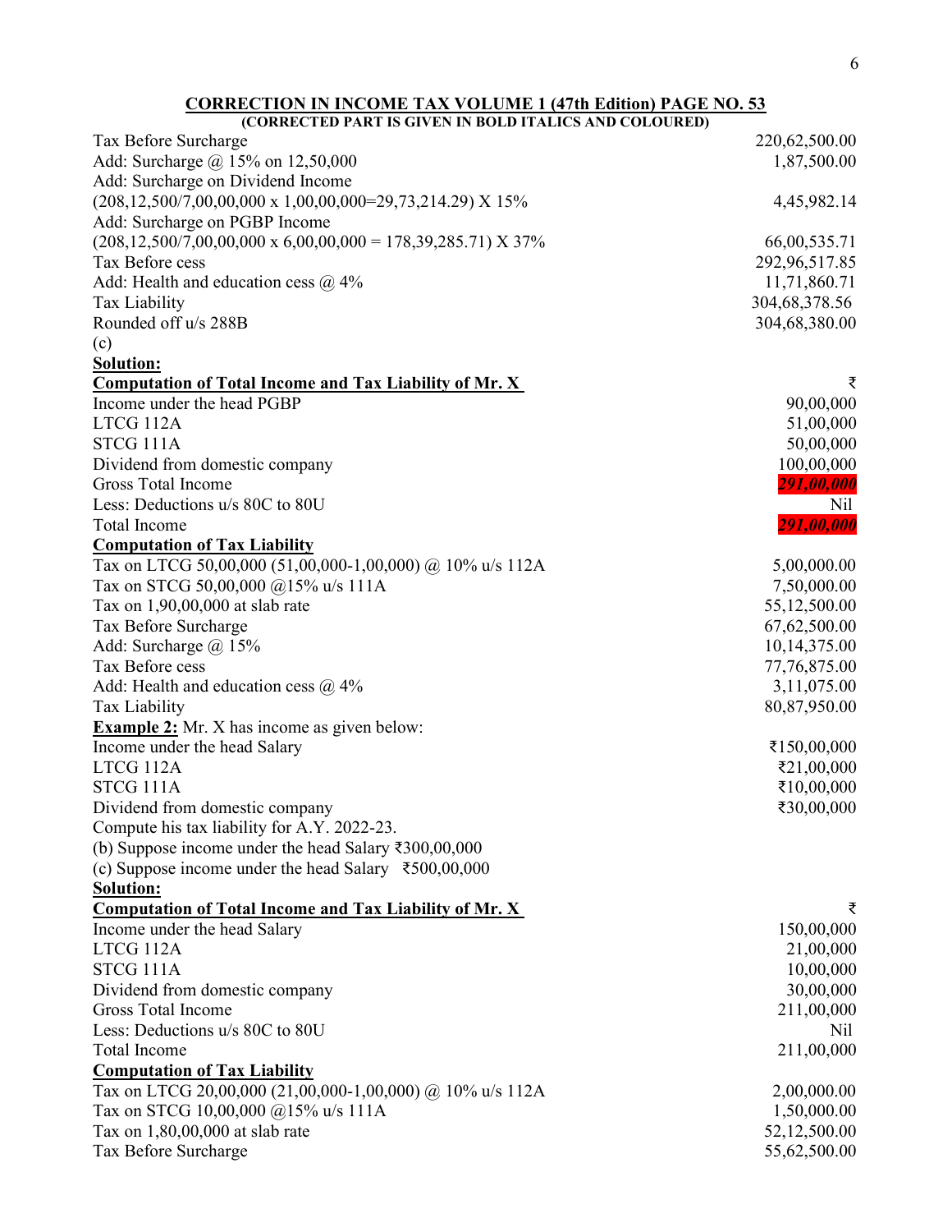## CORRECTION IN INCOME TAX VOLUME 1 (47th Edition) PAGE NO. 53

**(CORRECTED PART IS GIVEN IN BOLD ITALICS AND COLOURED)**

| | |
|---|---|
| Tax Before Surcharge | 220,62,500.00 |
| Add: Surcharge @ 15% on 12,50,000 | 1,87,500.00 |
| Add: Surcharge on Dividend Income | |
| (208,12,500/7,00,00,000 x 1,00,00,000=29,73,214.29) X 15% | 4,45,982.14 |
| Add: Surcharge on PGBP Income | |
| (208,12,500/7,00,00,000 x 6,00,00,000 = 178,39,285.71) X 37% | 66,00,535.71 |
| Tax Before cess | 292,96,517.85 |
| Add: Health and education cess @ 4% | 11,71,860.71 |
| Tax Liability | 304,68,378.56 |
| Rounded off u/s 288B | 304,68,380.00 |

(c)

**Solution:**

**Computation of Total Income and Tax Liability of Mr. X**

| | ₹ |
|---|---|
| Income under the head PGBP | 90,00,000 |
| LTCG 112A | 51,00,000 |
| STCG 111A | 50,00,000 |
| Dividend from domestic company | 100,00,000 |
| Gross Total Income | ***291,00,000*** |
| Less: Deductions u/s 80C to 80U | Nil |
| Total Income | ***291,00,000*** |
| **Computation of Tax Liability** | |
| Tax on LTCG 50,00,000 (51,00,000-1,00,000) @ 10% u/s 112A | 5,00,000.00 |
| Tax on STCG 50,00,000 @15% u/s 111A | 7,50,000.00 |
| Tax on 1,90,00,000 at slab rate | 55,12,500.00 |
| Tax Before Surcharge | 67,62,500.00 |
| Add: Surcharge @ 15% | 10,14,375.00 |
| Tax Before cess | 77,76,875.00 |
| Add: Health and education cess @ 4% | 3,11,075.00 |
| Tax Liability | 80,87,950.00 |

**Example 2:** Mr. X has income as given below:

| | |
|---|---|
| Income under the head Salary | ₹150,00,000 |
| LTCG 112A | ₹21,00,000 |
| STCG 111A | ₹10,00,000 |
| Dividend from domestic company | ₹30,00,000 |

Compute his tax liability for A.Y. 2022-23.

(b) Suppose income under the head Salary ₹300,00,000

(c) Suppose income under the head Salary ₹500,00,000

**Solution:**

**Computation of Total Income and Tax Liability of Mr. X**

| | ₹ |
|---|---|
| Income under the head Salary | 150,00,000 |
| LTCG 112A | 21,00,000 |
| STCG 111A | 10,00,000 |
| Dividend from domestic company | 30,00,000 |
| Gross Total Income | 211,00,000 |
| Less: Deductions u/s 80C to 80U | Nil |
| Total Income | 211,00,000 |
| **Computation of Tax Liability** | |
| Tax on LTCG 20,00,000 (21,00,000-1,00,000) @ 10% u/s 112A | 2,00,000.00 |
| Tax on STCG 10,00,000 @15% u/s 111A | 1,50,000.00 |
| Tax on 1,80,00,000 at slab rate | 52,12,500.00 |
| Tax Before Surcharge | 55,62,500.00 |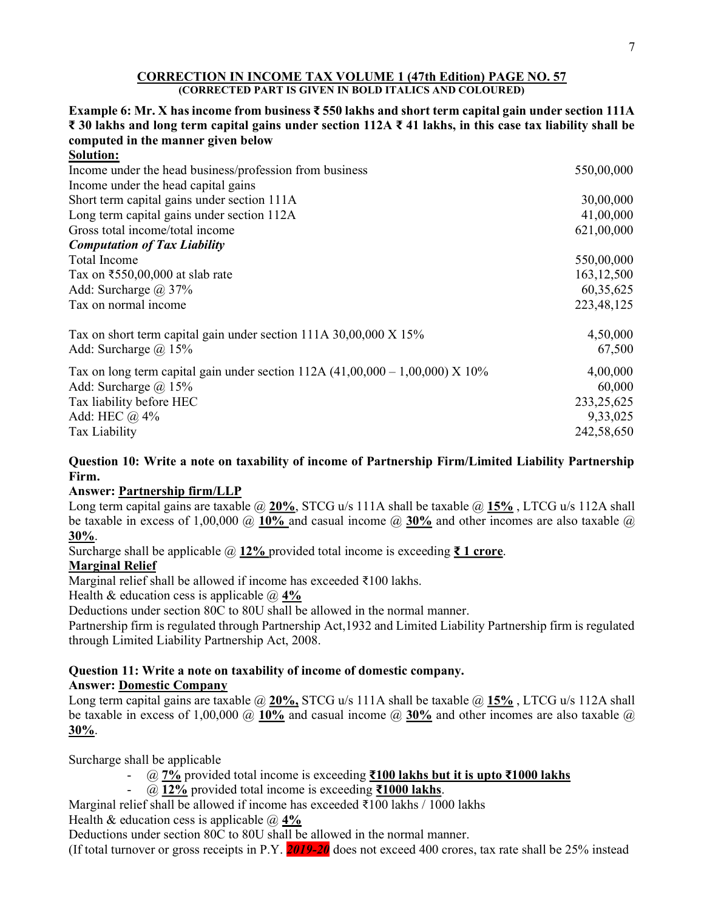## CORRECTION IN INCOME TAX VOLUME 1 (47th Edition) PAGE NO. 57

**(CORRECTED PART IS GIVEN IN BOLD ITALICS AND COLOURED)**

**Example 6: Mr. X has income from business ₹ 550 lakhs and short term capital gain under section 111A ₹ 30 lakhs and long term capital gains under section 112A ₹ 41 lakhs, in this case tax liability shall be computed in the manner given below**

**Solution:**

| | |
|---|---:|
| Income under the head business/profession from business | 550,00,000 |
| Income under the head capital gains | |
| Short term capital gains under section 111A | 30,00,000 |
| Long term capital gains under section 112A | 41,00,000 |
| Gross total income/total income | 621,00,000 |
| ***Computation of Tax Liability*** | |
| Total Income | 550,00,000 |
| Tax on ₹550,00,000 at slab rate | 163,12,500 |
| Add: Surcharge @ 37% | 60,35,625 |
| Tax on normal income | 223,48,125 |
| | |
| Tax on short term capital gain under section 111A 30,00,000 X 15% | 4,50,000 |
| Add: Surcharge @ 15% | 67,500 |
| Tax on long term capital gain under section 112A (41,00,000 – 1,00,000) X 10% | 4,00,000 |
| Add: Surcharge @ 15% | 60,000 |
| Tax liability before HEC | 233,25,625 |
| Add: HEC @ 4% | 9,33,025 |
| Tax Liability | 242,58,650 |

**Question 10: Write a note on taxability of income of Partnership Firm/Limited Liability Partnership Firm.**

**Answer: Partnership firm/LLP**

Long term capital gains are taxable @ **20%**, STCG u/s 111A shall be taxable @ **15%** , LTCG u/s 112A shall be taxable in excess of 1,00,000 @ **10%** and casual income @ **30%** and other incomes are also taxable @ **30%**.

Surcharge shall be applicable @ **12%** provided total income is exceeding **₹ 1 crore**.

**Marginal Relief**

Marginal relief shall be allowed if income has exceeded ₹100 lakhs.

Health & education cess is applicable @ **4%**

Deductions under section 80C to 80U shall be allowed in the normal manner.

Partnership firm is regulated through Partnership Act,1932 and Limited Liability Partnership firm is regulated through Limited Liability Partnership Act, 2008.

**Question 11: Write a note on taxability of income of domestic company.**

**Answer: Domestic Company**

Long term capital gains are taxable @ **20%,** STCG u/s 111A shall be taxable @ **15%** , LTCG u/s 112A shall be taxable in excess of 1,00,000 @ **10%** and casual income @ **30%** and other incomes are also taxable @ **30%**.

Surcharge shall be applicable

- @ **7%** provided total income is exceeding **₹100 lakhs but it is upto ₹1000 lakhs**
- @ **12%** provided total income is exceeding **₹1000 lakhs**.

Marginal relief shall be allowed if income has exceeded ₹100 lakhs / 1000 lakhs

Health & education cess is applicable @ **4%**

Deductions under section 80C to 80U shall be allowed in the normal manner.

(If total turnover or gross receipts in P.Y. ***2019-20*** does not exceed 400 crores, tax rate shall be 25% instead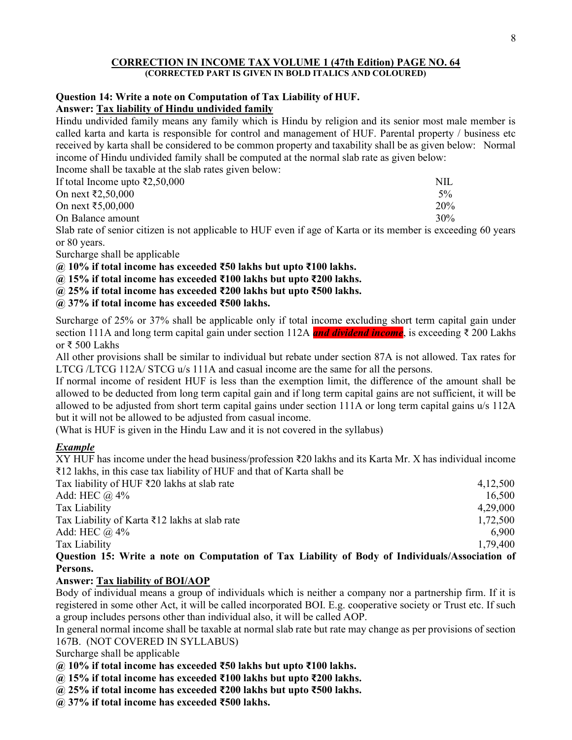**CORRECTION IN INCOME TAX VOLUME 1 (47th Edition) PAGE NO. 64**
**(CORRECTED PART IS GIVEN IN BOLD ITALICS AND COLOURED)**

**Question 14: Write a note on Computation of Tax Liability of HUF.**

**Answer: Tax liability of Hindu undivided family**

Hindu undivided family means any family which is Hindu by religion and its senior most male member is called karta and karta is responsible for control and management of HUF. Parental property / business etc received by karta shall be considered to be common property and taxability shall be as given below: Normal income of Hindu undivided family shall be computed at the normal slab rate as given below:

Income shall be taxable at the slab rates given below:

| | |
|---|---|
| If total Income upto ₹2,50,000 | NIL |
| On next ₹2,50,000 | 5% |
| On next ₹5,00,000 | 20% |
| On Balance amount | 30% |

Slab rate of senior citizen is not applicable to HUF even if age of Karta or its member is exceeding 60 years or 80 years.

Surcharge shall be applicable

**@ 10% if total income has exceeded ₹50 lakhs but upto ₹100 lakhs.**
**@ 15% if total income has exceeded ₹100 lakhs but upto ₹200 lakhs.**
**@ 25% if total income has exceeded ₹200 lakhs but upto ₹500 lakhs.**
**@ 37% if total income has exceeded ₹500 lakhs.**

Surcharge of 25% or 37% shall be applicable only if total income excluding short term capital gain under section 111A and long term capital gain under section 112A ***and dividend income***, is exceeding ₹ 200 Lakhs or ₹ 500 Lakhs

All other provisions shall be similar to individual but rebate under section 87A is not allowed. Tax rates for LTCG /LTCG 112A/ STCG u/s 111A and casual income are the same for all the persons.

If normal income of resident HUF is less than the exemption limit, the difference of the amount shall be allowed to be deducted from long term capital gain and if long term capital gains are not sufficient, it will be allowed to be adjusted from short term capital gains under section 111A or long term capital gains u/s 112A but it will not be allowed to be adjusted from casual income.

(What is HUF is given in the Hindu Law and it is not covered in the syllabus)

***Example***

XY HUF has income under the head business/profession ₹20 lakhs and its Karta Mr. X has individual income ₹12 lakhs, in this case tax liability of HUF and that of Karta shall be

| | |
|---|---:|
| Tax liability of HUF ₹20 lakhs at slab rate | 4,12,500 |
| Add: HEC @ 4% | 16,500 |
| Tax Liability | 4,29,000 |
| Tax Liability of Karta ₹12 lakhs at slab rate | 1,72,500 |
| Add: HEC @ 4% | 6,900 |
| Tax Liability | 1,79,400 |

**Question 15: Write a note on Computation of Tax Liability of Body of Individuals/Association of Persons.**

**Answer: Tax liability of BOI/AOP**

Body of individual means a group of individuals which is neither a company nor a partnership firm. If it is registered in some other Act, it will be called incorporated BOI. E.g. cooperative society or Trust etc. If such a group includes persons other than individual also, it will be called AOP.

In general normal income shall be taxable at normal slab rate but rate may change as per provisions of section 167B. (NOT COVERED IN SYLLABUS)

Surcharge shall be applicable

**@ 10% if total income has exceeded ₹50 lakhs but upto ₹100 lakhs.**
**@ 15% if total income has exceeded ₹100 lakhs but upto ₹200 lakhs.**
**@ 25% if total income has exceeded ₹200 lakhs but upto ₹500 lakhs.**
**@ 37% if total income has exceeded ₹500 lakhs.**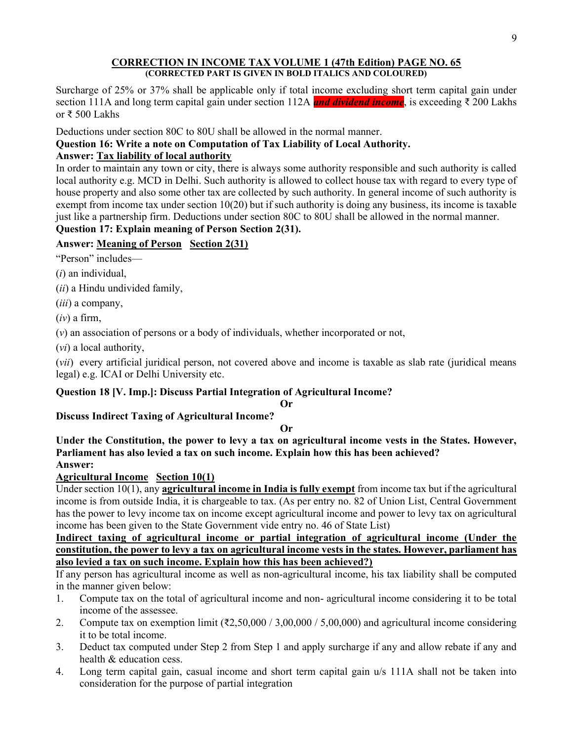## CORRECTION IN INCOME TAX VOLUME 1 (47th Edition) PAGE NO. 65

**(CORRECTED PART IS GIVEN IN BOLD ITALICS AND COLOURED)**

Surcharge of 25% or 37% shall be applicable only if total income excluding short term capital gain under section 111A and long term capital gain under section 112A ***and dividend income***, is exceeding ₹ 200 Lakhs or ₹ 500 Lakhs

Deductions under section 80C to 80U shall be allowed in the normal manner.

**Question 16: Write a note on Computation of Tax Liability of Local Authority.**

**Answer: Tax liability of local authority**

In order to maintain any town or city, there is always some authority responsible and such authority is called local authority e.g. MCD in Delhi. Such authority is allowed to collect house tax with regard to every type of house property and also some other tax are collected by such authority. In general income of such authority is exempt from income tax under section 10(20) but if such authority is doing any business, its income is taxable just like a partnership firm. Deductions under section 80C to 80U shall be allowed in the normal manner.

**Question 17: Explain meaning of Person Section 2(31).**

**Answer: Meaning of Person Section 2(31)**

"Person" includes—

(*i*) an individual,

(*ii*) a Hindu undivided family,

(*iii*) a company,

(*iv*) a firm,

(*v*) an association of persons or a body of individuals, whether incorporated or not,

(*vi*) a local authority,

(*vii*) every artificial juridical person, not covered above and income is taxable as slab rate (juridical means legal) e.g. ICAI or Delhi University etc.

**Question 18 [V. Imp.]: Discuss Partial Integration of Agricultural Income?**

**Or**

**Discuss Indirect Taxing of Agricultural Income?**

**Or**

**Under the Constitution, the power to levy a tax on agricultural income vests in the States. However, Parliament has also levied a tax on such income. Explain how this has been achieved?**

**Answer:**

**Agricultural Income Section 10(1)**

Under section 10(1), any **agricultural income in India is fully exempt** from income tax but if the agricultural income is from outside India, it is chargeable to tax. (As per entry no. 82 of Union List, Central Government has the power to levy income tax on income except agricultural income and power to levy tax on agricultural income has been given to the State Government vide entry no. 46 of State List)

**Indirect taxing of agricultural income or partial integration of agricultural income (Under the constitution, the power to levy a tax on agricultural income vests in the states. However, parliament has also levied a tax on such income. Explain how this has been achieved?)**

If any person has agricultural income as well as non-agricultural income, his tax liability shall be computed in the manner given below:

1. Compute tax on the total of agricultural income and non- agricultural income considering it to be total income of the assessee.
2. Compute tax on exemption limit (₹2,50,000 / 3,00,000 / 5,00,000) and agricultural income considering it to be total income.
3. Deduct tax computed under Step 2 from Step 1 and apply surcharge if any and allow rebate if any and health & education cess.
4. Long term capital gain, casual income and short term capital gain u/s 111A shall not be taken into consideration for the purpose of partial integration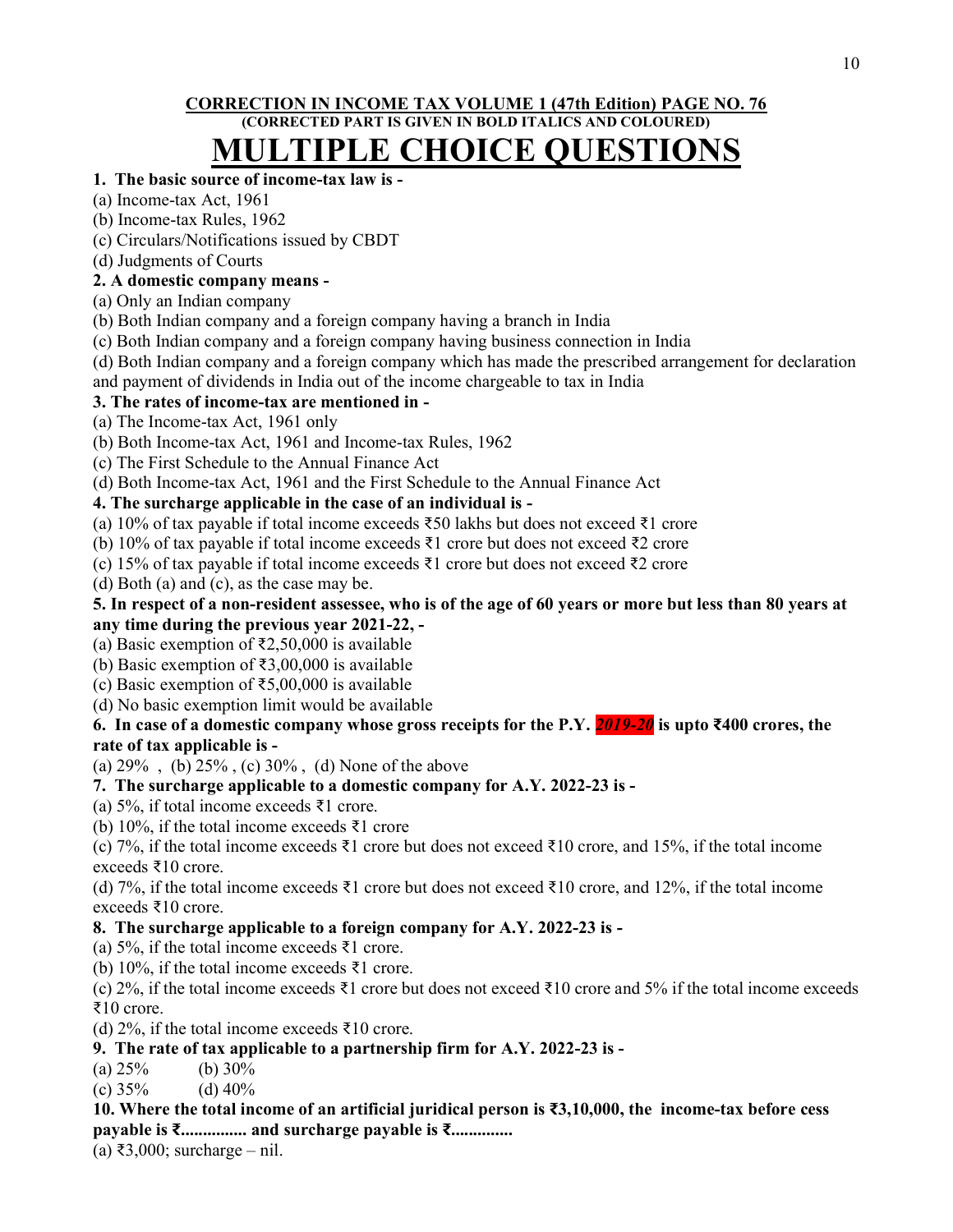**CORRECTION IN INCOME TAX VOLUME 1 (47th Edition) PAGE NO. 76**
**(CORRECTED PART IS GIVEN IN BOLD ITALICS AND COLOURED)**

# MULTIPLE CHOICE QUESTIONS

**1. The basic source of income-tax law is -**

(a) Income-tax Act, 1961
(b) Income-tax Rules, 1962
(c) Circulars/Notifications issued by CBDT
(d) Judgments of Courts

**2. A domestic company means -**

(a) Only an Indian company
(b) Both Indian company and a foreign company having a branch in India
(c) Both Indian company and a foreign company having business connection in India
(d) Both Indian company and a foreign company which has made the prescribed arrangement for declaration and payment of dividends in India out of the income chargeable to tax in India

**3. The rates of income-tax are mentioned in -**

(a) The Income-tax Act, 1961 only
(b) Both Income-tax Act, 1961 and Income-tax Rules, 1962
(c) The First Schedule to the Annual Finance Act
(d) Both Income-tax Act, 1961 and the First Schedule to the Annual Finance Act

**4. The surcharge applicable in the case of an individual is -**

(a) 10% of tax payable if total income exceeds ₹50 lakhs but does not exceed ₹1 crore
(b) 10% of tax payable if total income exceeds ₹1 crore but does not exceed ₹2 crore
(c) 15% of tax payable if total income exceeds ₹1 crore but does not exceed ₹2 crore
(d) Both (a) and (c), as the case may be.

**5. In respect of a non-resident assessee, who is of the age of 60 years or more but less than 80 years at any time during the previous year 2021-22, -**

(a) Basic exemption of ₹2,50,000 is available
(b) Basic exemption of ₹3,00,000 is available
(c) Basic exemption of ₹5,00,000 is available
(d) No basic exemption limit would be available

**6. In case of a domestic company whose gross receipts for the P.Y. *2019-20* is upto ₹400 crores, the rate of tax applicable is -**

(a) 29% , (b) 25% , (c) 30% , (d) None of the above

**7. The surcharge applicable to a domestic company for A.Y. 2022-23 is -**

(a) 5%, if total income exceeds ₹1 crore.
(b) 10%, if the total income exceeds ₹1 crore
(c) 7%, if the total income exceeds ₹1 crore but does not exceed ₹10 crore, and 15%, if the total income exceeds ₹10 crore.
(d) 7%, if the total income exceeds ₹1 crore but does not exceed ₹10 crore, and 12%, if the total income exceeds ₹10 crore.

**8. The surcharge applicable to a foreign company for A.Y. 2022-23 is -**

(a) 5%, if the total income exceeds ₹1 crore.
(b) 10%, if the total income exceeds ₹1 crore.
(c) 2%, if the total income exceeds ₹1 crore but does not exceed ₹10 crore and 5% if the total income exceeds ₹10 crore.
(d) 2%, if the total income exceeds ₹10 crore.

**9. The rate of tax applicable to a partnership firm for A.Y. 2022-23 is -**

(a) 25% (b) 30%
(c) 35% (d) 40%

**10. Where the total income of an artificial juridical person is ₹3,10,000, the income-tax before cess payable is ₹............... and surcharge payable is ₹.............**

(a) ₹3,000; surcharge – nil.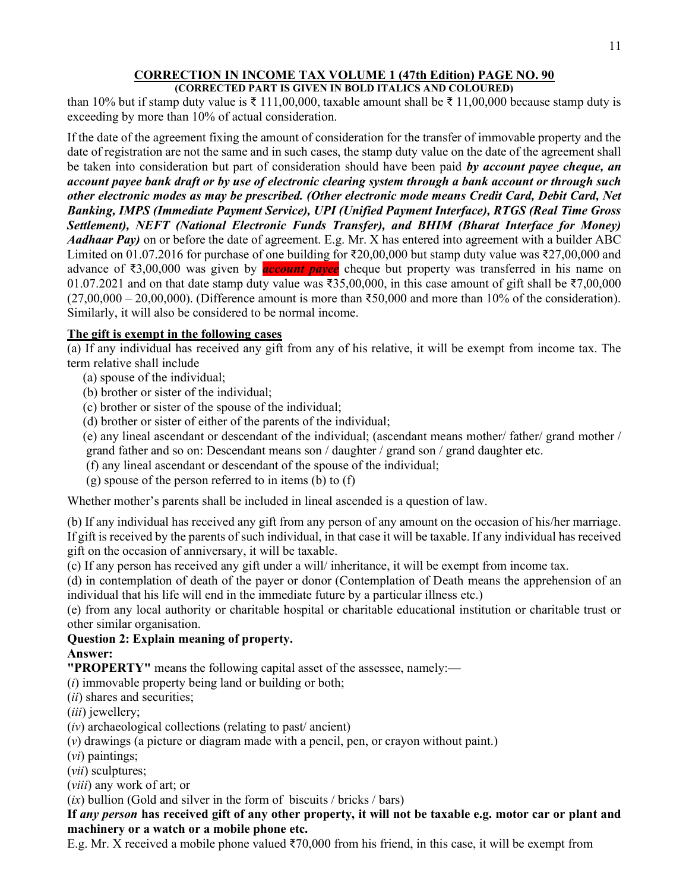## CORRECTION IN INCOME TAX VOLUME 1 (47th Edition) PAGE NO. 90

**(CORRECTED PART IS GIVEN IN BOLD ITALICS AND COLOURED)**

than 10% but if stamp duty value is ₹ 111,00,000, taxable amount shall be ₹ 11,00,000 because stamp duty is exceeding by more than 10% of actual consideration.

If the date of the agreement fixing the amount of consideration for the transfer of immovable property and the date of registration are not the same and in such cases, the stamp duty value on the date of the agreement shall be taken into consideration but part of consideration should have been paid ***by account payee cheque, an account payee bank draft or by use of electronic clearing system through a bank account or through such other electronic modes as may be prescribed. (Other electronic mode means Credit Card, Debit Card, Net Banking, IMPS (Immediate Payment Service), UPI (Unified Payment Interface), RTGS (Real Time Gross Settlement), NEFT (National Electronic Funds Transfer), and BHIM (Bharat Interface for Money) Aadhaar Pay)*** on or before the date of agreement. E.g. Mr. X has entered into agreement with a builder ABC Limited on 01.07.2016 for purchase of one building for ₹20,00,000 but stamp duty value was ₹27,00,000 and advance of ₹3,00,000 was given by ***account payee*** cheque but property was transferred in his name on 01.07.2021 and on that date stamp duty value was ₹35,00,000, in this case amount of gift shall be ₹7,00,000 (27,00,000 – 20,00,000). (Difference amount is more than ₹50,000 and more than 10% of the consideration). Similarly, it will also be considered to be normal income.

**The gift is exempt in the following cases**

(a) If any individual has received any gift from any of his relative, it will be exempt from income tax. The term relative shall include

(a) spouse of the individual;
(b) brother or sister of the individual;
(c) brother or sister of the spouse of the individual;
(d) brother or sister of either of the parents of the individual;
(e) any lineal ascendant or descendant of the individual; (ascendant means mother/ father/ grand mother / grand father and so on: Descendant means son / daughter / grand son / grand daughter etc.
(f) any lineal ascendant or descendant of the spouse of the individual;
(g) spouse of the person referred to in items (b) to (f)

Whether mother's parents shall be included in lineal ascended is a question of law.

(b) If any individual has received any gift from any person of any amount on the occasion of his/her marriage. If gift is received by the parents of such individual, in that case it will be taxable. If any individual has received gift on the occasion of anniversary, it will be taxable.
(c) If any person has received any gift under a will/ inheritance, it will be exempt from income tax.
(d) in contemplation of death of the payer or donor (Contemplation of Death means the apprehension of an individual that his life will end in the immediate future by a particular illness etc.)
(e) from any local authority or charitable hospital or charitable educational institution or charitable trust or other similar organisation.

**Question 2: Explain meaning of property.**

**Answer:**

**"PROPERTY"** means the following capital asset of the assessee, namely:—

(*i*) immovable property being land or building or both;
(*ii*) shares and securities;
(*iii*) jewellery;
(*iv*) archaeological collections (relating to past/ ancient)
(*v*) drawings (a picture or diagram made with a pencil, pen, or crayon without paint.)
(*vi*) paintings;
(*vii*) sculptures;
(*viii*) any work of art; or
(*ix*) bullion (Gold and silver in the form of biscuits / bricks / bars)

**If *any person* has received gift of any other property, it will not be taxable e.g. motor car or plant and machinery or a watch or a mobile phone etc.**

E.g. Mr. X received a mobile phone valued ₹70,000 from his friend, in this case, it will be exempt from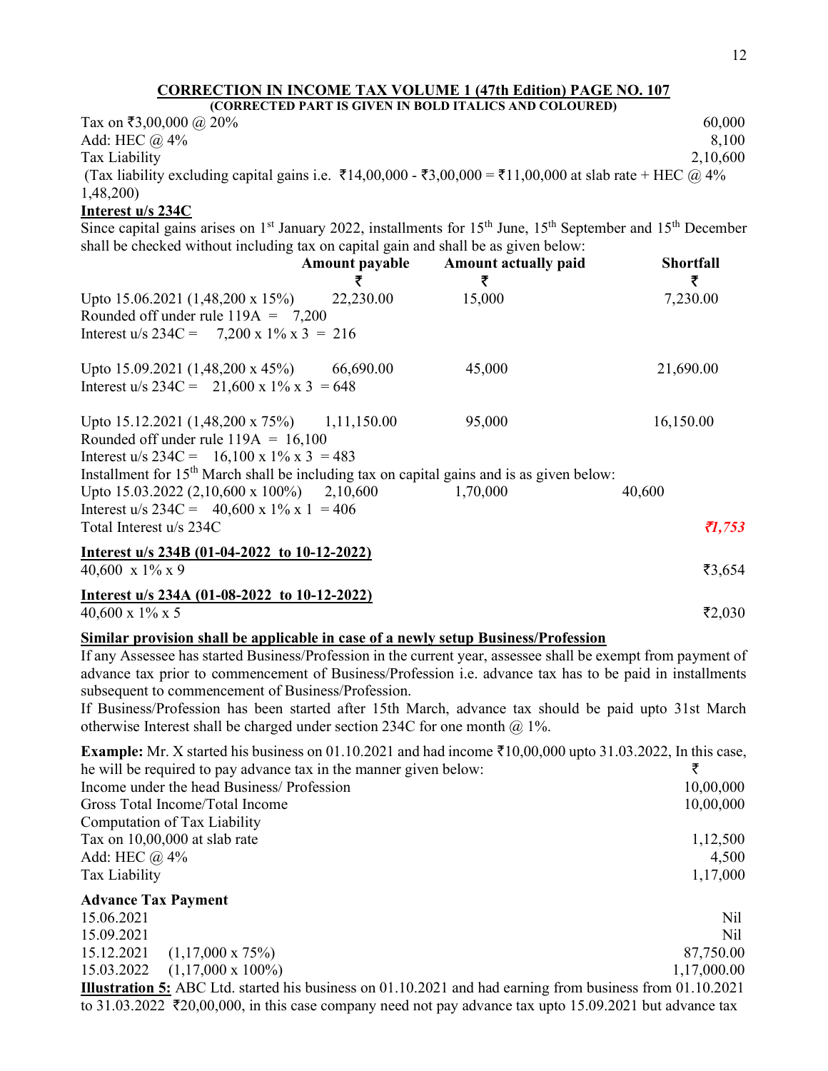## CORRECTION IN INCOME TAX VOLUME 1 (47th Edition) PAGE NO. 107

**(CORRECTED PART IS GIVEN IN BOLD ITALICS AND COLOURED)**

| | |
|---|---:|
| Tax on ₹3,00,000 @ 20% | 60,000 |
| Add: HEC @ 4% | 8,100 |
| Tax Liability | 2,10,600 |

(Tax liability excluding capital gains i.e. ₹14,00,000 - ₹3,00,000 = ₹11,00,000 at slab rate + HEC @ 4% 1,48,200)

**Interest u/s 234C**

Since capital gains arises on 1st January 2022, installments for 15th June, 15th September and 15th December shall be checked without including tax on capital gain and shall be as given below:

| | Amount payable ₹ | Amount actually paid ₹ | Shortfall ₹ |
|---|---|---|---|
| Upto 15.06.2021 (1,48,200 x 15%) | 22,230.00 | 15,000 | 7,230.00 |
| Rounded off under rule 119A = 7,200 | | | |
| Interest u/s 234C = 7,200 x 1% x 3 = 216 | | | |
| Upto 15.09.2021 (1,48,200 x 45%) | 66,690.00 | 45,000 | 21,690.00 |
| Interest u/s 234C = 21,600 x 1% x 3 = 648 | | | |
| Upto 15.12.2021 (1,48,200 x 75%) | 1,11,150.00 | 95,000 | 16,150.00 |
| Rounded off under rule 119A = 16,100 | | | |
| Interest u/s 234C = 16,100 x 1% x 3 = 483 | | | |

Installment for 15th March shall be including tax on capital gains and is as given below:

| | | | |
|---|---|---|---|
| Upto 15.03.2022 (2,10,600 x 100%) | 2,10,600 | 1,70,000 | 40,600 |
| Interest u/s 234C = 40,600 x 1% x 1 = 406 | | | |
| Total Interest u/s 234C | | | ***₹1,753*** |

**Interest u/s 234B (01-04-2022 to 10-12-2022)**

40,600 x 1% x 9 ₹3,654

**Interest u/s 234A (01-08-2022 to 10-12-2022)**

40,600 x 1% x 5 ₹2,030

**Similar provision shall be applicable in case of a newly setup Business/Profession**

If any Assessee has started Business/Profession in the current year, assessee shall be exempt from payment of advance tax prior to commencement of Business/Profession i.e. advance tax has to be paid in installments subsequent to commencement of Business/Profession.

If Business/Profession has been started after 15th March, advance tax should be paid upto 31st March otherwise Interest shall be charged under section 234C for one month @ 1%.

**Example:** Mr. X started his business on 01.10.2021 and had income ₹10,00,000 upto 31.03.2022, In this case, he will be required to pay advance tax in the manner given below:

| | ₹ |
|---|---:|
| Income under the head Business/ Profession | 10,00,000 |
| Gross Total Income/Total Income | 10,00,000 |
| Computation of Tax Liability | |
| Tax on 10,00,000 at slab rate | 1,12,500 |
| Add: HEC @ 4% | 4,500 |
| Tax Liability | 1,17,000 |

**Advance Tax Payment**

| | |
|---|---:|
| 15.06.2021 | Nil |
| 15.09.2021 | Nil |
| 15.12.2021 (1,17,000 x 75%) | 87,750.00 |
| 15.03.2022 (1,17,000 x 100%) | 1,17,000.00 |

**Illustration 5:** ABC Ltd. started his business on 01.10.2021 and had earning from business from 01.10.2021 to 31.03.2022 ₹20,00,000, in this case company need not pay advance tax upto 15.09.2021 but advance tax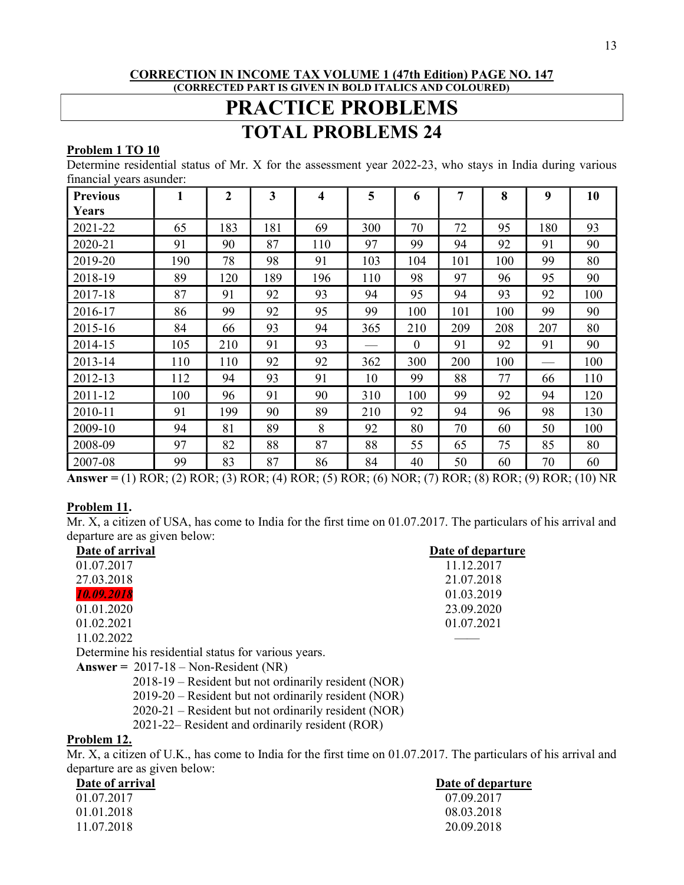**CORRECTION IN INCOME TAX VOLUME 1 (47th Edition) PAGE NO. 147**
**(CORRECTED PART IS GIVEN IN BOLD ITALICS AND COLOURED)**

# PRACTICE PROBLEMS

## TOTAL PROBLEMS 24

**Problem 1 TO 10**

Determine residential status of Mr. X for the assessment year 2022-23, who stays in India during various financial years asunder:

| Previous Years | 1 | 2 | 3 | 4 | 5 | 6 | 7 | 8 | 9 | 10 |
|---|---|---|---|---|---|---|---|---|---|---|
| 2021-22 | 65 | 183 | 181 | 69 | 300 | 70 | 72 | 95 | 180 | 93 |
| 2020-21 | 91 | 90 | 87 | 110 | 97 | 99 | 94 | 92 | 91 | 90 |
| 2019-20 | 190 | 78 | 98 | 91 | 103 | 104 | 101 | 100 | 99 | 80 |
| 2018-19 | 89 | 120 | 189 | 196 | 110 | 98 | 97 | 96 | 95 | 90 |
| 2017-18 | 87 | 91 | 92 | 93 | 94 | 95 | 94 | 93 | 92 | 100 |
| 2016-17 | 86 | 99 | 92 | 95 | 99 | 100 | 101 | 100 | 99 | 90 |
| 2015-16 | 84 | 66 | 93 | 94 | 365 | 210 | 209 | 208 | 207 | 80 |
| 2014-15 | 105 | 210 | 91 | 93 | — | 0 | 91 | 92 | 91 | 90 |
| 2013-14 | 110 | 110 | 92 | 92 | 362 | 300 | 200 | 100 | — | 100 |
| 2012-13 | 112 | 94 | 93 | 91 | 10 | 99 | 88 | 77 | 66 | 110 |
| 2011-12 | 100 | 96 | 91 | 90 | 310 | 100 | 99 | 92 | 94 | 120 |
| 2010-11 | 91 | 199 | 90 | 89 | 210 | 92 | 94 | 96 | 98 | 130 |
| 2009-10 | 94 | 81 | 89 | 8 | 92 | 80 | 70 | 60 | 50 | 100 |
| 2008-09 | 97 | 82 | 88 | 87 | 88 | 55 | 65 | 75 | 85 | 80 |
| 2007-08 | 99 | 83 | 87 | 86 | 84 | 40 | 50 | 60 | 70 | 60 |

**Answer =** (1) ROR; (2) ROR; (3) ROR; (4) ROR; (5) ROR; (6) NOR; (7) ROR; (8) ROR; (9) ROR; (10) NR

**Problem 11.**

Mr. X, a citizen of USA, has come to India for the first time on 01.07.2017. The particulars of his arrival and departure are as given below:

| Date of arrival | Date of departure |
|---|---|
| 01.07.2017 | 11.12.2017 |
| 27.03.2018 | 21.07.2018 |
| ***10.09.2018*** | 01.03.2019 |
| 01.01.2020 | 23.09.2020 |
| 01.02.2021 | 01.07.2021 |
| 11.02.2022 | —— |

Determine his residential status for various years.

**Answer =** 2017-18 – Non-Resident (NR)
2018-19 – Resident but not ordinarily resident (NOR)
2019-20 – Resident but not ordinarily resident (NOR)
2020-21 – Resident but not ordinarily resident (NOR)
2021-22– Resident and ordinarily resident (ROR)

**Problem 12.**

Mr. X, a citizen of U.K., has come to India for the first time on 01.07.2017. The particulars of his arrival and departure are as given below:

| Date of arrival | Date of departure |
|---|---|
| 01.07.2017 | 07.09.2017 |
| 01.01.2018 | 08.03.2018 |
| 11.07.2018 | 20.09.2018 |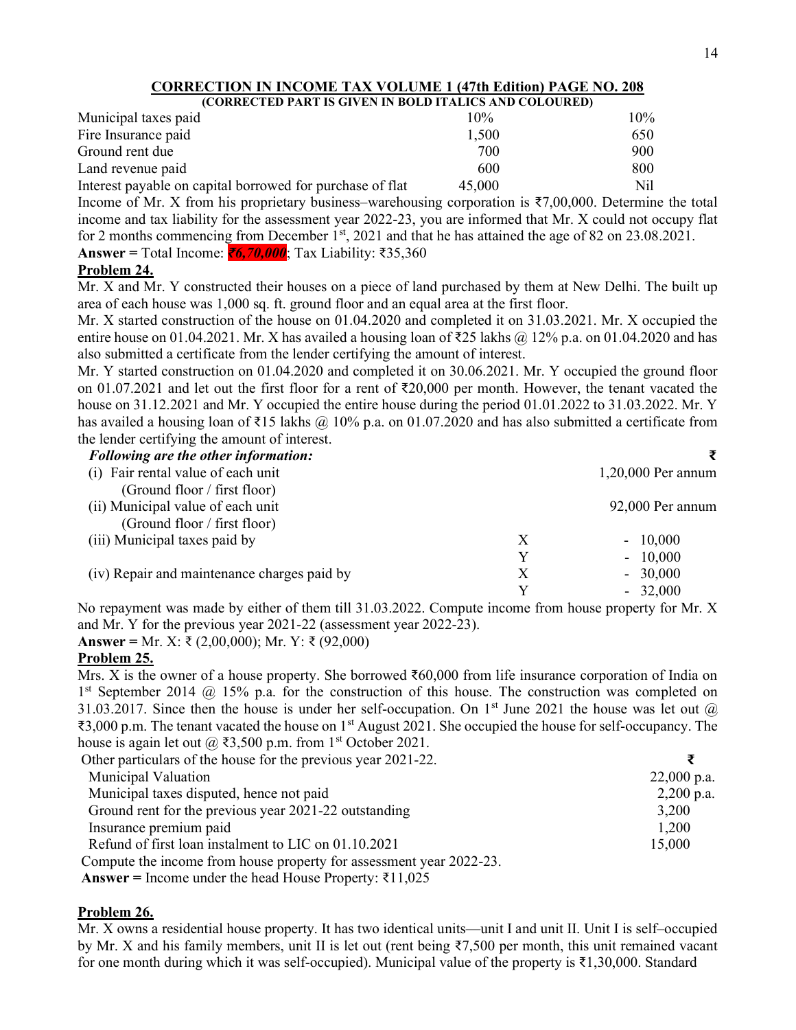## CORRECTION IN INCOME TAX VOLUME 1 (47th Edition) PAGE NO. 208

**(CORRECTED PART IS GIVEN IN BOLD ITALICS AND COLOURED)**

| | | |
|---|---|---|
| Municipal taxes paid | 10% | 10% |
| Fire Insurance paid | 1,500 | 650 |
| Ground rent due | 700 | 900 |
| Land revenue paid | 600 | 800 |
| Interest payable on capital borrowed for purchase of flat | 45,000 | Nil |

Income of Mr. X from his proprietary business–warehousing corporation is ₹7,00,000. Determine the total income and tax liability for the assessment year 2022-23, you are informed that Mr. X could not occupy flat for 2 months commencing from December 1st, 2021 and that he has attained the age of 82 on 23.08.2021.

**Answer =** Total Income: ***₹6,70,000***; Tax Liability: ₹35,360

### Problem 24.

Mr. X and Mr. Y constructed their houses on a piece of land purchased by them at New Delhi. The built up area of each house was 1,000 sq. ft. ground floor and an equal area at the first floor.

Mr. X started construction of the house on 01.04.2020 and completed it on 31.03.2021. Mr. X occupied the entire house on 01.04.2021. Mr. X has availed a housing loan of ₹25 lakhs @ 12% p.a. on 01.04.2020 and has also submitted a certificate from the lender certifying the amount of interest.

Mr. Y started construction on 01.04.2020 and completed it on 30.06.2021. Mr. Y occupied the ground floor on 01.07.2021 and let out the first floor for a rent of ₹20,000 per month. However, the tenant vacated the house on 31.12.2021 and Mr. Y occupied the entire house during the period 01.01.2022 to 31.03.2022. Mr. Y has availed a housing loan of ₹15 lakhs @ 10% p.a. on 01.07.2020 and has also submitted a certificate from the lender certifying the amount of interest.

| ***Following are the other information:*** | | ₹ |
|---|---|---|
| (i) Fair rental value of each unit (Ground floor / first floor) | | 1,20,000 Per annum |
| (ii) Municipal value of each unit (Ground floor / first floor) | | 92,000 Per annum |
| (iii) Municipal taxes paid by | X | - 10,000 |
| | Y | - 10,000 |
| (iv) Repair and maintenance charges paid by | X | - 30,000 |
| | Y | - 32,000 |

No repayment was made by either of them till 31.03.2022. Compute income from house property for Mr. X and Mr. Y for the previous year 2021-22 (assessment year 2022-23).

**Answer =** Mr. X: ₹ (2,00,000); Mr. Y: ₹ (92,000)

### Problem 25.

Mrs. X is the owner of a house property. She borrowed ₹60,000 from life insurance corporation of India on 1st September 2014 @ 15% p.a. for the construction of this house. The construction was completed on 31.03.2017. Since then the house is under her self-occupation. On 1st June 2021 the house was let out @ ₹3,000 p.m. The tenant vacated the house on 1st August 2021. She occupied the house for self-occupancy. The house is again let out @ ₹3,500 p.m. from 1st October 2021.

| Other particulars of the house for the previous year 2021-22. | ₹ |
|---|---|
| Municipal Valuation | 22,000 p.a. |
| Municipal taxes disputed, hence not paid | 2,200 p.a. |
| Ground rent for the previous year 2021-22 outstanding | 3,200 |
| Insurance premium paid | 1,200 |
| Refund of first loan instalment to LIC on 01.10.2021 | 15,000 |

Compute the income from house property for assessment year 2022-23.

**Answer =** Income under the head House Property: ₹11,025

### Problem 26.

Mr. X owns a residential house property. It has two identical units—unit I and unit II. Unit I is self–occupied by Mr. X and his family members, unit II is let out (rent being ₹7,500 per month, this unit remained vacant for one month during which it was self-occupied). Municipal value of the property is ₹1,30,000. Standard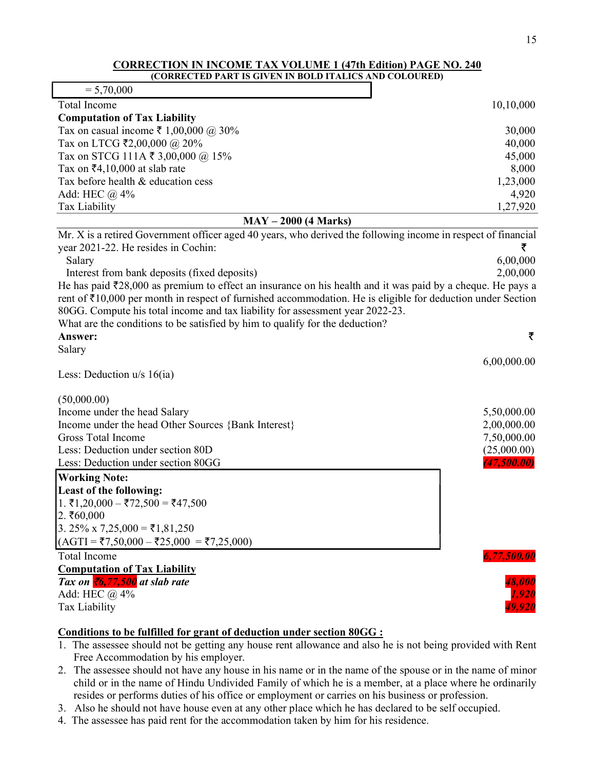## CORRECTION IN INCOME TAX VOLUME 1 (47th Edition) PAGE NO. 240

**(CORRECTED PART IS GIVEN IN BOLD ITALICS AND COLOURED)**

| = 5,70,000 | |
|---|---|
| Total Income | 10,10,000 |
| **Computation of Tax Liability** | |
| Tax on casual income ₹ 1,00,000 @ 30% | 30,000 |
| Tax on LTCG ₹2,00,000 @ 20% | 40,000 |
| Tax on STCG 111A ₹ 3,00,000 @ 15% | 45,000 |
| Tax on ₹4,10,000 at slab rate | 8,000 |
| Tax before health & education cess | 1,23,000 |
| Add: HEC @ 4% | 4,920 |
| Tax Liability | 1,27,920 |

### MAY – 2000 (4 Marks)

Mr. X is a retired Government officer aged 40 years, who derived the following income in respect of financial year 2021-22. He resides in Cochin:

| | ₹ |
|---|---|
| Salary | 6,00,000 |
| Interest from bank deposits (fixed deposits) | 2,00,000 |

He has paid ₹28,000 as premium to effect an insurance on his health and it was paid by a cheque. He pays a rent of ₹10,000 per month in respect of furnished accommodation. He is eligible for deduction under Section 80GG. Compute his total income and tax liability for assessment year 2022-23.

What are the conditions to be satisfied by him to qualify for the deduction?

**Answer:**

| | ₹ |
|---|---|
| Salary | 6,00,000.00 |
| Less: Deduction u/s 16(ia) | (50,000.00) |
| Income under the head Salary | 5,50,000.00 |
| Income under the head Other Sources {Bank Interest} | 2,00,000.00 |
| Gross Total Income | 7,50,000.00 |
| Less: Deduction under section 80D | (25,000.00) |
| Less: Deduction under section 80GG | ***(47,500.00)*** |

**Working Note:**
**Least of the following:**
1. ₹1,20,000 – ₹72,500 = ₹47,500
2. ₹60,000
3. 25% x 7,25,000 = ₹1,81,250

(AGTI = ₹7,50,000 – ₹25,000 = ₹7,25,000)

| | |
|---|---|
| Total Income | ***6,77,500.00*** |
| **Computation of Tax Liability** | |
| ***Tax on ₹6,77,500 at slab rate*** | ***48,000*** |
| Add: HEC @ 4% | ***1,920*** |
| Tax Liability | ***49,920*** |

**Conditions to be fulfilled for grant of deduction under section 80GG :**

1. The assessee should not be getting any house rent allowance and also he is not being provided with Rent Free Accommodation by his employer.
2. The assessee should not have any house in his name or in the name of the spouse or in the name of minor child or in the name of Hindu Undivided Family of which he is a member, at a place where he ordinarily resides or performs duties of his office or employment or carries on his business or profession.
3. Also he should not have house even at any other place which he has declared to be self occupied.
4. The assessee has paid rent for the accommodation taken by him for his residence.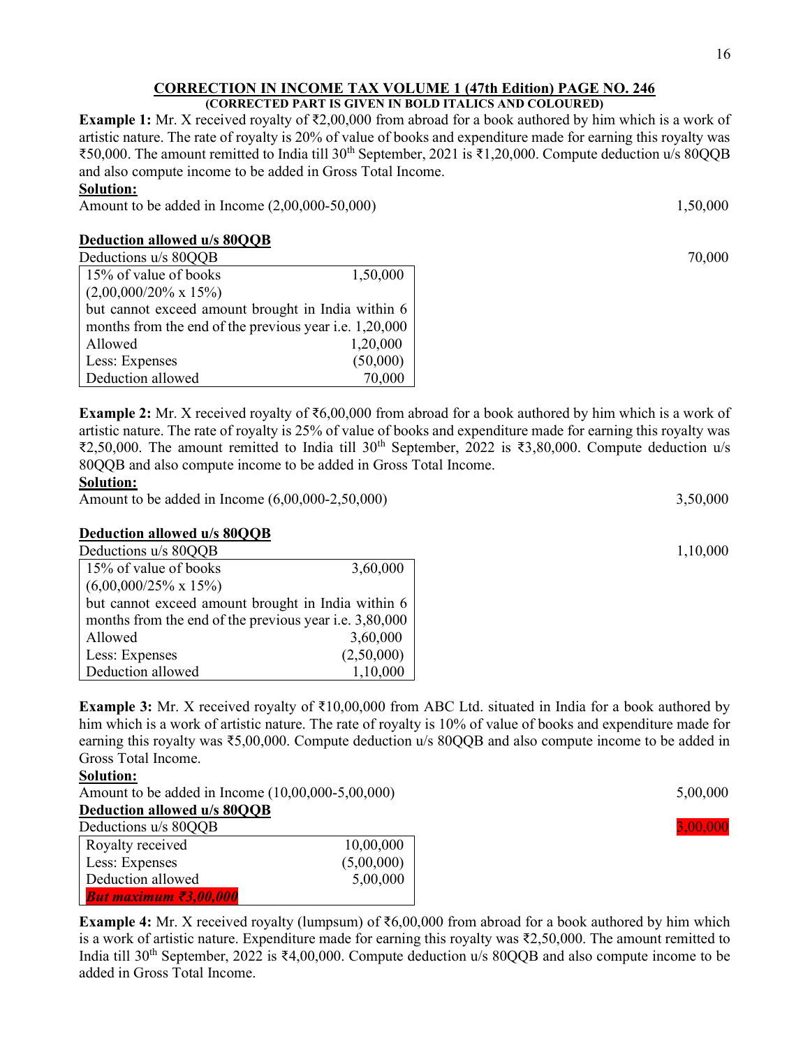## CORRECTION IN INCOME TAX VOLUME 1 (47th Edition) PAGE NO. 246

**(CORRECTED PART IS GIVEN IN BOLD ITALICS AND COLOURED)**

**Example 1:** Mr. X received royalty of ₹2,00,000 from abroad for a book authored by him which is a work of artistic nature. The rate of royalty is 20% of value of books and expenditure made for earning this royalty was ₹50,000. The amount remitted to India till 30th September, 2021 is ₹1,20,000. Compute deduction u/s 80QQB and also compute income to be added in Gross Total Income.

**Solution:**

Amount to be added in Income (2,00,000-50,000) 1,50,000

**Deduction allowed u/s 80QQB**

Deductions u/s 80QQB 70,000

| | |
|---|---|
| 15% of value of books (2,00,000/20% x 15%) | 1,50,000 |
| but cannot exceed amount brought in India within 6 months from the end of the previous year i.e. 1,20,000 | |
| Allowed | 1,20,000 |
| Less: Expenses | (50,000) |
| Deduction allowed | 70,000 |

**Example 2:** Mr. X received royalty of ₹6,00,000 from abroad for a book authored by him which is a work of artistic nature. The rate of royalty is 25% of value of books and expenditure made for earning this royalty was ₹2,50,000. The amount remitted to India till 30th September, 2022 is ₹3,80,000. Compute deduction u/s 80QQB and also compute income to be added in Gross Total Income.

**Solution:**

Amount to be added in Income (6,00,000-2,50,000) 3,50,000

**Deduction allowed u/s 80QQB**

Deductions u/s 80QQB 1,10,000

| | |
|---|---|
| 15% of value of books (6,00,000/25% x 15%) | 3,60,000 |
| but cannot exceed amount brought in India within 6 months from the end of the previous year i.e. 3,80,000 | |
| Allowed | 3,60,000 |
| Less: Expenses | (2,50,000) |
| Deduction allowed | 1,10,000 |

**Example 3:** Mr. X received royalty of ₹10,00,000 from ABC Ltd. situated in India for a book authored by him which is a work of artistic nature. The rate of royalty is 10% of value of books and expenditure made for earning this royalty was ₹5,00,000. Compute deduction u/s 80QQB and also compute income to be added in Gross Total Income.

**Solution:**

Amount to be added in Income (10,00,000-5,00,000) 5,00,000

**Deduction allowed u/s 80QQB**

Deductions u/s 80QQB ***3,00,000***

| | |
|---|---|
| Royalty received | 10,00,000 |
| Less: Expenses | (5,00,000) |
| Deduction allowed | 5,00,000 |
| ***But maximum ₹3,00,000*** | |

**Example 4:** Mr. X received royalty (lumpsum) of ₹6,00,000 from abroad for a book authored by him which is a work of artistic nature. Expenditure made for earning this royalty was ₹2,50,000. The amount remitted to India till 30th September, 2022 is ₹4,00,000. Compute deduction u/s 80QQB and also compute income to be added in Gross Total Income.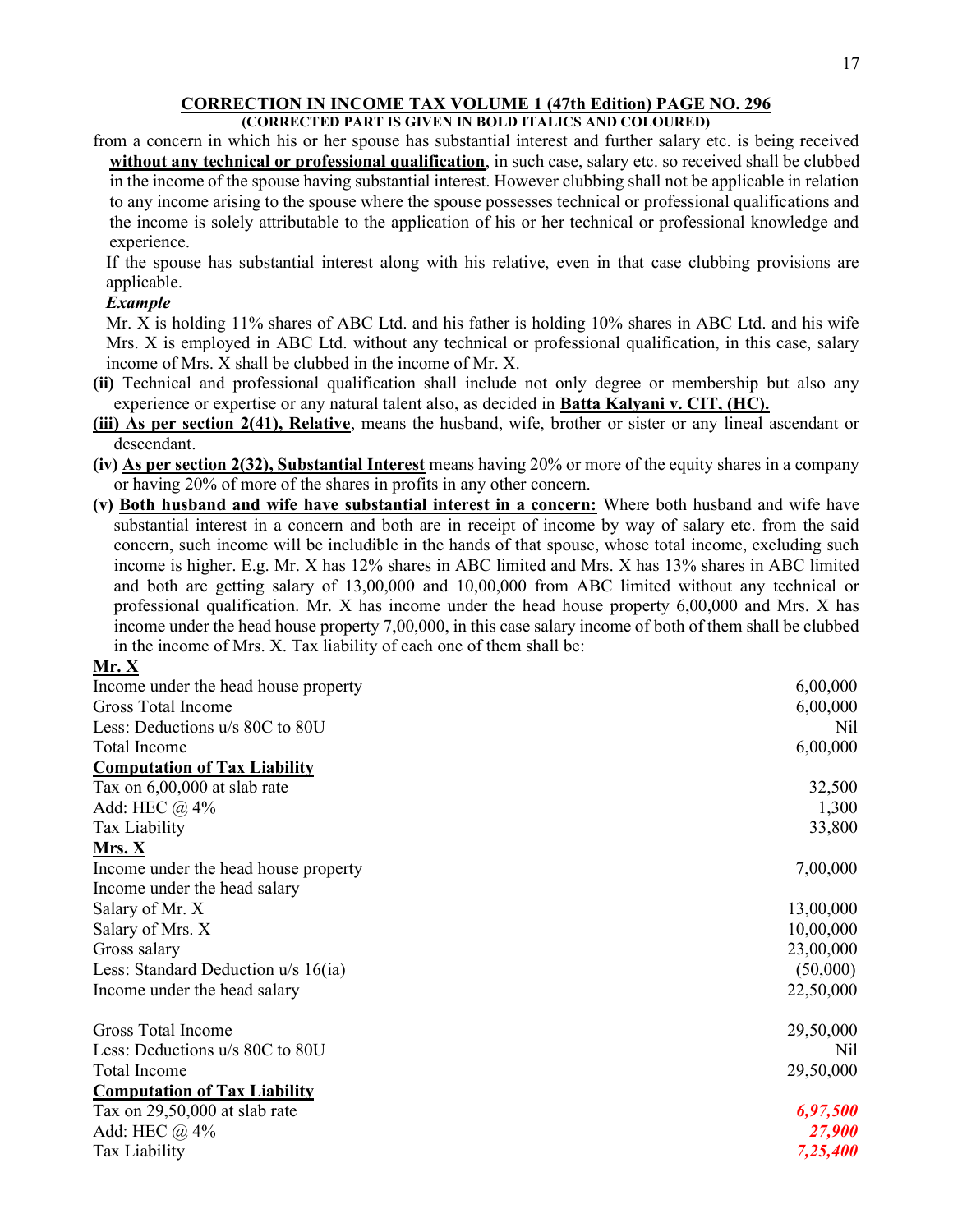## CORRECTION IN INCOME TAX VOLUME 1 (47th Edition) PAGE NO. 296
**(CORRECTED PART IS GIVEN IN BOLD ITALICS AND COLOURED)**

from a concern in which his or her spouse has substantial interest and further salary etc. is being received **without any technical or professional qualification**, in such case, salary etc. so received shall be clubbed in the income of the spouse having substantial interest. However clubbing shall not be applicable in relation to any income arising to the spouse where the spouse possesses technical or professional qualifications and the income is solely attributable to the application of his or her technical or professional knowledge and experience.

If the spouse has substantial interest along with his relative, even in that case clubbing provisions are applicable.

***Example***

Mr. X is holding 11% shares of ABC Ltd. and his father is holding 10% shares in ABC Ltd. and his wife Mrs. X is employed in ABC Ltd. without any technical or professional qualification, in this case, salary income of Mrs. X shall be clubbed in the income of Mr. X.

**(ii)** Technical and professional qualification shall include not only degree or membership but also any experience or expertise or any natural talent also, as decided in **Batta Kalyani v. CIT, (HC).**

**(iii) As per section 2(41), Relative**, means the husband, wife, brother or sister or any lineal ascendant or descendant.

**(iv) As per section 2(32), Substantial Interest** means having 20% or more of the equity shares in a company or having 20% of more of the shares in profits in any other concern.

**(v) Both husband and wife have substantial interest in a concern:** Where both husband and wife have substantial interest in a concern and both are in receipt of income by way of salary etc. from the said concern, such income will be includible in the hands of that spouse, whose total income, excluding such income is higher. E.g. Mr. X has 12% shares in ABC limited and Mrs. X has 13% shares in ABC limited and both are getting salary of 13,00,000 and 10,00,000 from ABC limited without any technical or professional qualification. Mr. X has income under the head house property 6,00,000 and Mrs. X has income under the head house property 7,00,000, in this case salary income of both of them shall be clubbed in the income of Mrs. X. Tax liability of each one of them shall be:

**Mr. X**

| | |
|---|---|
| Income under the head house property | 6,00,000 |
| Gross Total Income | 6,00,000 |
| Less: Deductions u/s 80C to 80U | Nil |
| Total Income | 6,00,000 |
| **Computation of Tax Liability** | |
| Tax on 6,00,000 at slab rate | 32,500 |
| Add: HEC @ 4% | 1,300 |
| Tax Liability | 33,800 |

**Mrs. X**

| | |
|---|---|
| Income under the head house property | 7,00,000 |
| Income under the head salary | |
| Salary of Mr. X | 13,00,000 |
| Salary of Mrs. X | 10,00,000 |
| Gross salary | 23,00,000 |
| Less: Standard Deduction u/s 16(ia) | (50,000) |
| Income under the head salary | 22,50,000 |
| Gross Total Income | 29,50,000 |
| Less: Deductions u/s 80C to 80U | Nil |
| Total Income | 29,50,000 |
| **Computation of Tax Liability** | |
| Tax on 29,50,000 at slab rate | ***6,97,500*** |
| Add: HEC @ 4% | ***27,900*** |
| Tax Liability | ***7,25,400*** |